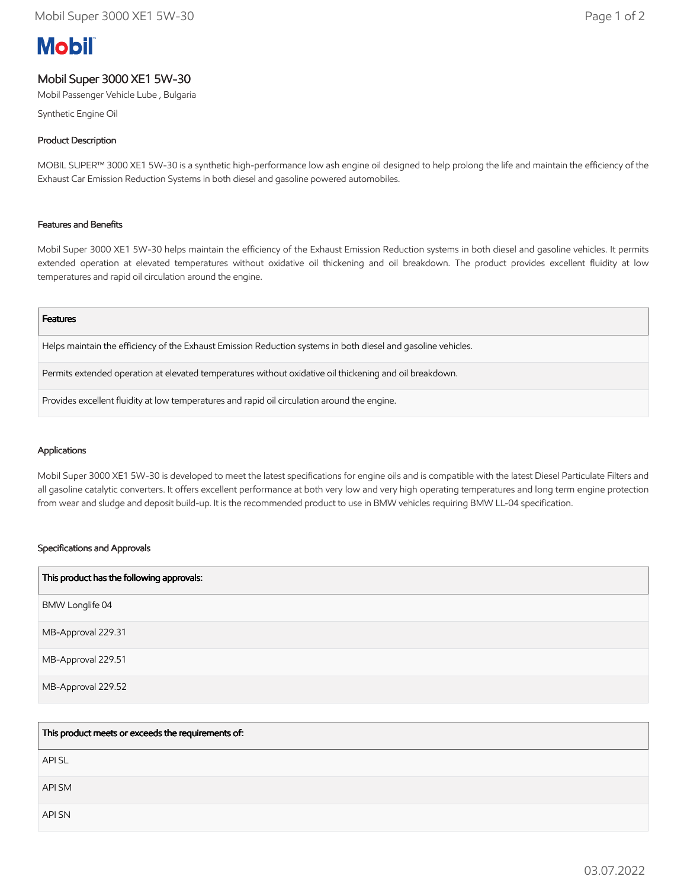# Mobil

## Mobil Super 3000 XE1 5W-30

Mobil Passenger Vehicle Lube , Bulgaria

Synthetic Engine Oil

### Product Description

MOBIL SUPER™ 3000 XE1 5W-30 is a synthetic high-performance low ash engine oil designed to help prolong the life and maintain the efficiency of the Exhaust Car Emission Reduction Systems in both diesel and gasoline powered automobiles.

### Features and Benefits

Mobil Super 3000 XE1 5W-30 helps maintain the efficiency of the Exhaust Emission Reduction systems in both diesel and gasoline vehicles. It permits extended operation at elevated temperatures without oxidative oil thickening and oil breakdown. The product provides excellent fluidity at low temperatures and rapid oil circulation around the engine.

| Features |
| --- |
| Helps maintain the efficiency of the Exhaust Emission Reduction systems in both diesel and gasoline vehicles. |
| Permits extended operation at elevated temperatures without oxidative oil thickening and oil breakdown. |
| Provides excellent fluidity at low temperatures and rapid oil circulation around the engine. |

### Applications

Mobil Super 3000 XE1 5W-30 is developed to meet the latest specifications for engine oils and is compatible with the latest Diesel Particulate Filters and all gasoline catalytic converters. It offers excellent performance at both very low and very high operating temperatures and long term engine protection from wear and sludge and deposit build-up. It is the recommended product to use in BMW vehicles requiring BMW LL-04 specification.

### Specifications and Approvals

| This product has the following approvals: |
| --- |
| BMW Longlife 04 |
| MB-Approval 229.31 |
| MB-Approval 229.51 |
| MB-Approval 229.52 |

| This product meets or exceeds the requirements of: |
| --- |
| API SL |
| API SM |
| API SN |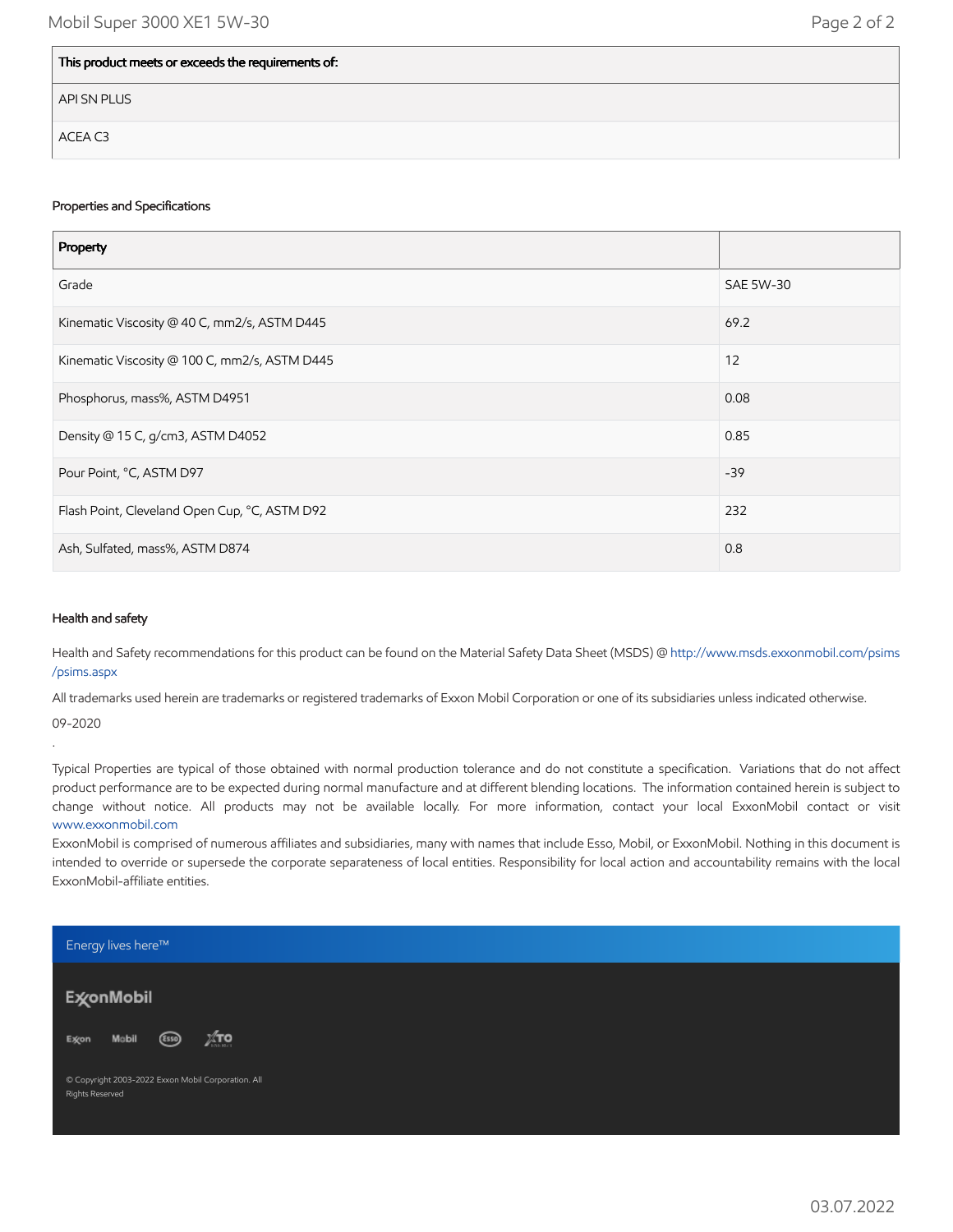| This product meets or exceeds the requirements of: |
| --- |
| API SN PLUS |
| ACEA C3 |

### Properties and Specifications

| Property | |
| --- | --- |
| Grade | SAE 5W-30 |
| Kinematic Viscosity @ 40 C, mm2/s, ASTM D445 | 69.2 |
| Kinematic Viscosity @ 100 C, mm2/s, ASTM D445 | 12 |
| Phosphorus, mass%, ASTM D4951 | 0.08 |
| Density @ 15 C, g/cm3, ASTM D4052 | 0.85 |
| Pour Point, °C, ASTM D97 | -39 |
| Flash Point, Cleveland Open Cup, °C, ASTM D92 | 232 |
| Ash, Sulfated, mass%, ASTM D874 | 0.8 |

### Health and safety

Health and Safety recommendations for this product can be found on the Material Safety Data Sheet (MSDS) @ http://www.msds.exxonmobil.com/psims/psims.aspx

All trademarks used herein are trademarks or registered trademarks of Exxon Mobil Corporation or one of its subsidiaries unless indicated otherwise.

09-2020

.

Typical Properties are typical of those obtained with normal production tolerance and do not constitute a specification. Variations that do not affect product performance are to be expected during normal manufacture and at different blending locations. The information contained herein is subject to change without notice. All products may not be available locally. For more information, contact your local ExxonMobil contact or visit www.exxonmobil.com

ExxonMobil is comprised of numerous affiliates and subsidiaries, many with names that include Esso, Mobil, or ExxonMobil. Nothing in this document is intended to override or supersede the corporate separateness of local entities. Responsibility for local action and accountability remains with the local ExxonMobil-affiliate entities.

Energy lives here™

ExxonMobil

Exxon Mobil Esso XTO

© Copyright 2003-2022 Exxon Mobil Corporation. All Rights Reserved

03.07.2022